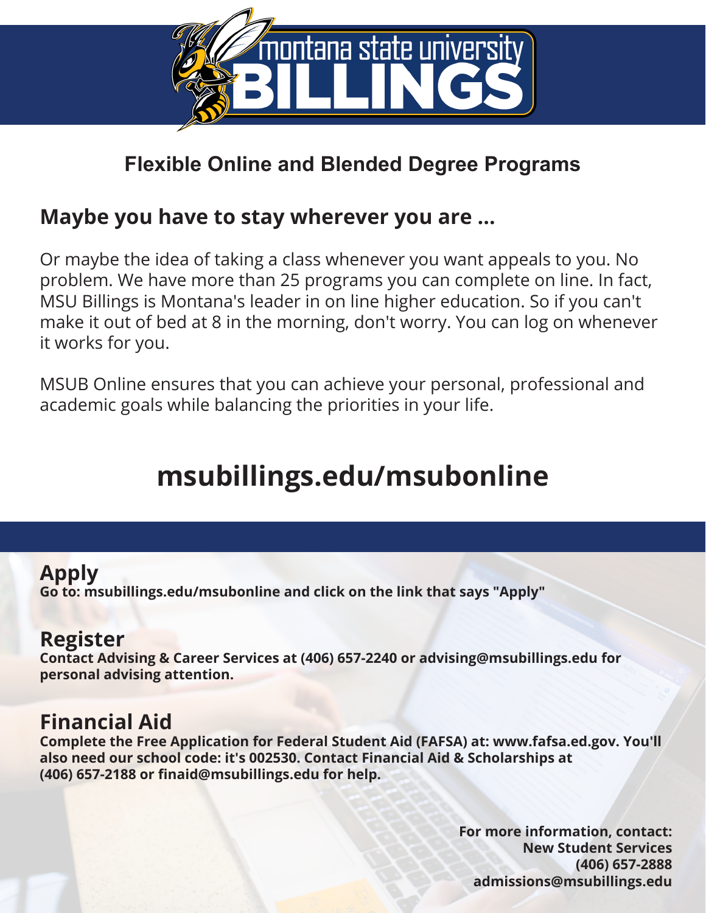montana state university
# BILLINGS

## Flexible Online and Blended Degree Programs

### Maybe you have to stay wherever you are ...

Or maybe the idea of taking a class whenever you want appeals to you. No problem. We have more than 25 programs you can complete on line. In fact, MSU Billings is Montana's leader in on line higher education. So if you can't make it out of bed at 8 in the morning, don't worry. You can log on whenever it works for you.

MSUB Online ensures that you can achieve your personal, professional and academic goals while balancing the priorities in your life.

## msubillings.edu/msubonline

### Apply

**Go to: msubillings.edu/msubonline and click on the link that says "Apply"**

### Register

**Contact Advising & Career Services at (406) 657-2240 or advising@msubillings.edu for personal advising attention.**

### Financial Aid

**Complete the Free Application for Federal Student Aid (FAFSA) at: www.fafsa.ed.gov. You'll also need our school code: it's 002530. Contact Financial Aid & Scholarships at (406) 657-2188 or finaid@msubillings.edu for help.**

**For more information, contact:**
**New Student Services**
**(406) 657-2888**
**admissions@msubillings.edu**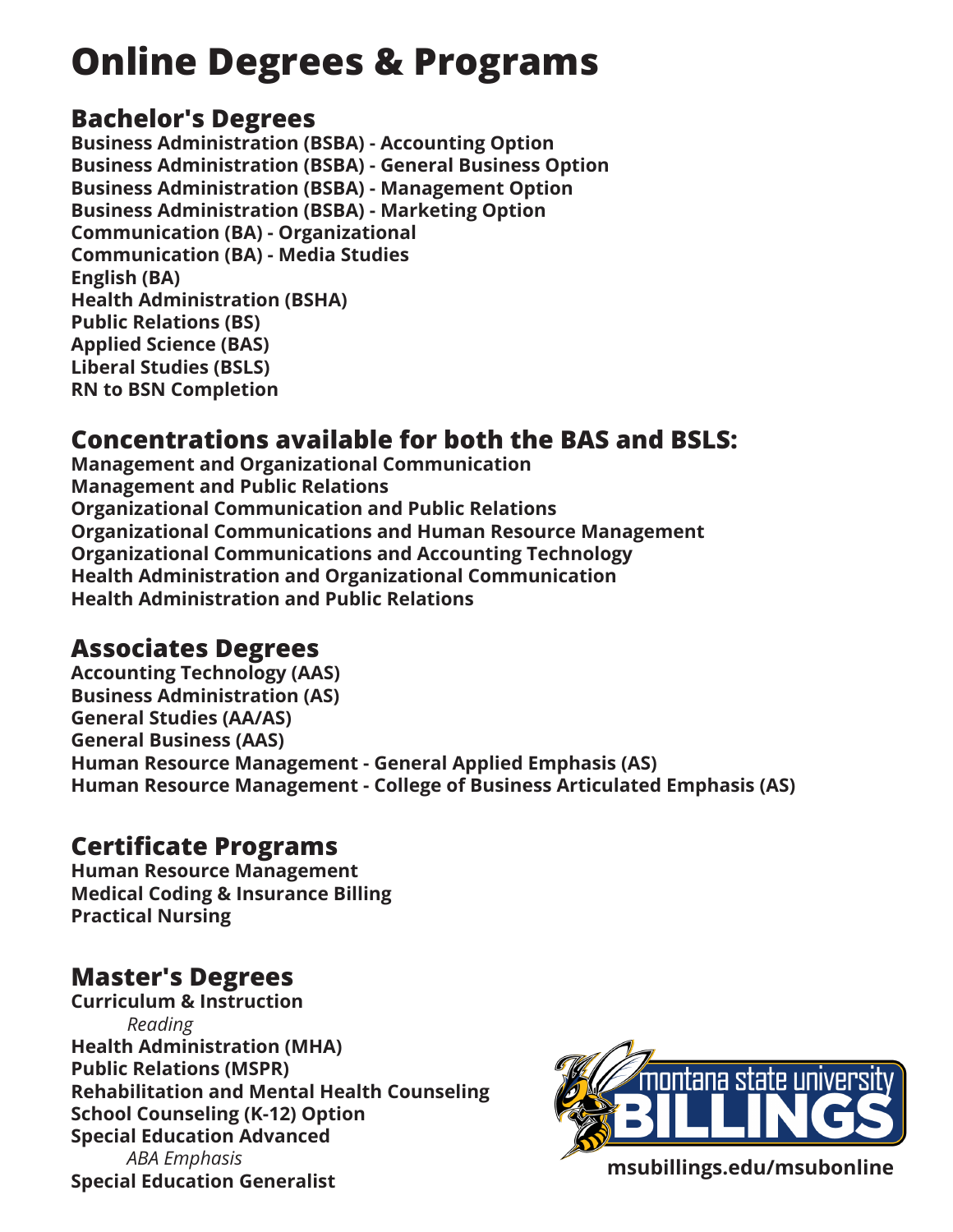# Online Degrees & Programs

## Bachelor's Degrees

**Business Administration (BSBA) - Accounting Option**
**Business Administration (BSBA) - General Business Option**
**Business Administration (BSBA) - Management Option**
**Business Administration (BSBA) - Marketing Option**
**Communication (BA) - Organizational**
**Communication (BA) - Media Studies**
**English (BA)**
**Health Administration (BSHA)**
**Public Relations (BS)**
**Applied Science (BAS)**
**Liberal Studies (BSLS)**
**RN to BSN Completion**

## Concentrations available for both the BAS and BSLS:

**Management and Organizational Communication**
**Management and Public Relations**
**Organizational Communication and Public Relations**
**Organizational Communications and Human Resource Management**
**Organizational Communications and Accounting Technology**
**Health Administration and Organizational Communication**
**Health Administration and Public Relations**

## Associates Degrees

**Accounting Technology (AAS)**
**Business Administration (AS)**
**General Studies (AA/AS)**
**General Business (AAS)**
**Human Resource Management - General Applied Emphasis (AS)**
**Human Resource Management - College of Business Articulated Emphasis (AS)**

## Certificate Programs

**Human Resource Management**
**Medical Coding & Insurance Billing**
**Practical Nursing**

## Master's Degrees

**Curriculum & Instruction**
*Reading*
**Health Administration (MHA)**
**Public Relations (MSPR)**
**Rehabilitation and Mental Health Counseling**
**School Counseling (K-12) Option**
**Special Education Advanced**
*ABA Emphasis*
**Special Education Generalist**

montana state university BILLINGS

**msubillings.edu/msubonline**